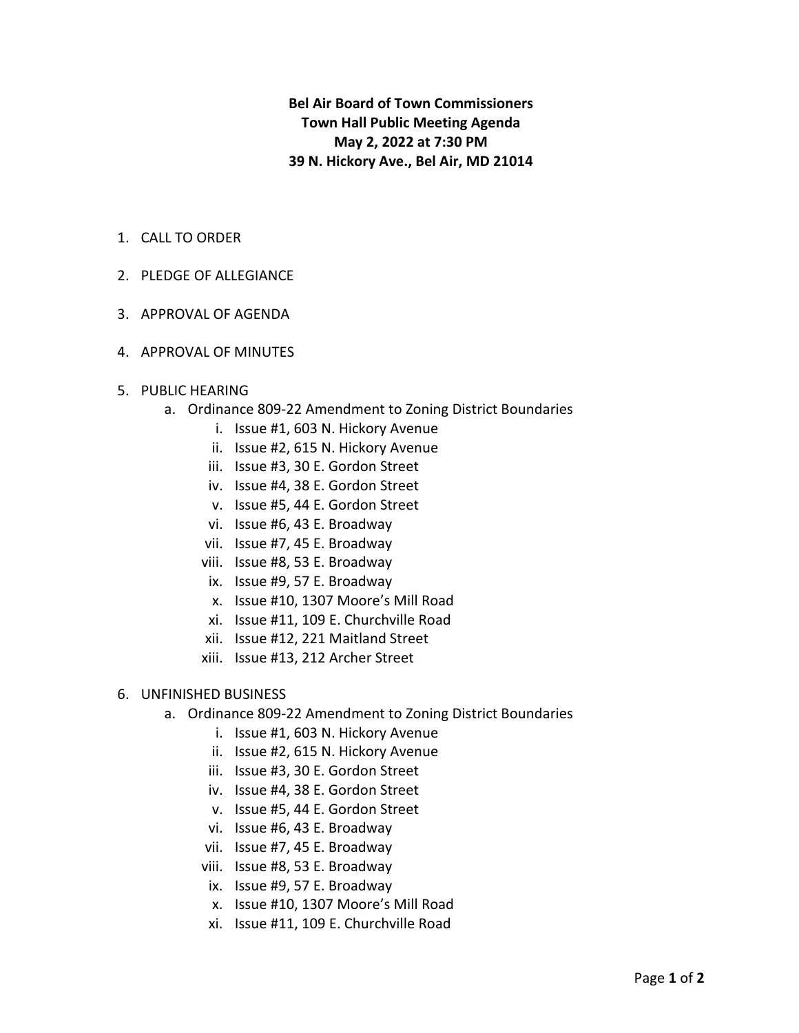**Bel Air Board of Town Commissioners**
**Town Hall Public Meeting Agenda**
**May 2, 2022 at 7:30 PM**
**39 N. Hickory Ave., Bel Air, MD 21014**

1. CALL TO ORDER

2. PLEDGE OF ALLEGIANCE

3. APPROVAL OF AGENDA

4. APPROVAL OF MINUTES

5. PUBLIC HEARING
   a. Ordinance 809-22 Amendment to Zoning District Boundaries
      i. Issue #1, 603 N. Hickory Avenue
      ii. Issue #2, 615 N. Hickory Avenue
      iii. Issue #3, 30 E. Gordon Street
      iv. Issue #4, 38 E. Gordon Street
      v. Issue #5, 44 E. Gordon Street
      vi. Issue #6, 43 E. Broadway
      vii. Issue #7, 45 E. Broadway
      viii. Issue #8, 53 E. Broadway
      ix. Issue #9, 57 E. Broadway
      x. Issue #10, 1307 Moore's Mill Road
      xi. Issue #11, 109 E. Churchville Road
      xii. Issue #12, 221 Maitland Street
      xiii. Issue #13, 212 Archer Street

6. UNFINISHED BUSINESS
   a. Ordinance 809-22 Amendment to Zoning District Boundaries
      i. Issue #1, 603 N. Hickory Avenue
      ii. Issue #2, 615 N. Hickory Avenue
      iii. Issue #3, 30 E. Gordon Street
      iv. Issue #4, 38 E. Gordon Street
      v. Issue #5, 44 E. Gordon Street
      vi. Issue #6, 43 E. Broadway
      vii. Issue #7, 45 E. Broadway
      viii. Issue #8, 53 E. Broadway
      ix. Issue #9, 57 E. Broadway
      x. Issue #10, 1307 Moore's Mill Road
      xi. Issue #11, 109 E. Churchville Road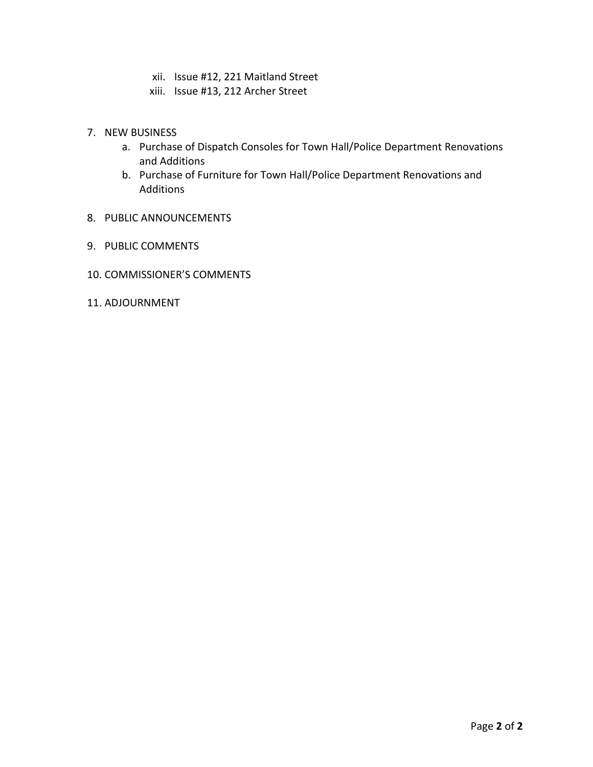xii. Issue #12, 221 Maitland Street
   xiii. Issue #13, 212 Archer Street

7. NEW BUSINESS
   a. Purchase of Dispatch Consoles for Town Hall/Police Department Renovations and Additions
   b. Purchase of Furniture for Town Hall/Police Department Renovations and Additions

8. PUBLIC ANNOUNCEMENTS

9. PUBLIC COMMENTS

10. COMMISSIONER'S COMMENTS

11. ADJOURNMENT